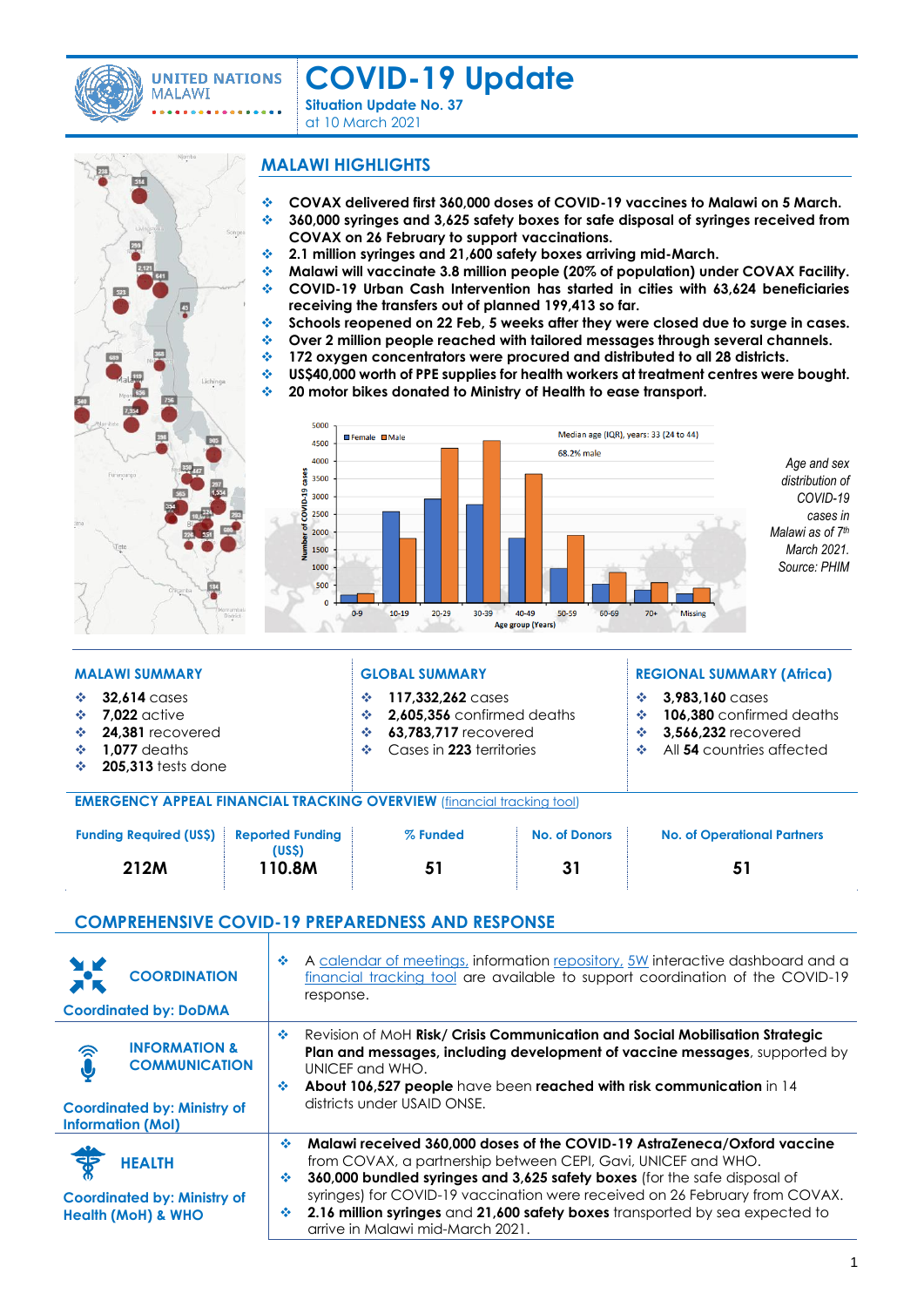UNITED NATIONS MALAWI

# COVID-19 Update

**Situation Update No. 37**
at 10 March 2021

## MALAWI HIGHLIGHTS

- **COVAX delivered first 360,000 doses of COVID-19 vaccines to Malawi on 5 March.**
- **360,000 syringes and 3,625 safety boxes for safe disposal of syringes received from COVAX on 26 February to support vaccinations.**
- **2.1 million syringes and 21,600 safety boxes arriving mid-March.**
- **Malawi will vaccinate 3.8 million people (20% of population) under COVAX Facility.**
- **COVID-19 Urban Cash Intervention has started in cities with 63,624 beneficiaries receiving the transfers out of planned 199,413 so far.**
- **Schools reopened on 22 Feb, 5 weeks after they were closed due to surge in cases.**
- **Over 2 million people reached with tailored messages through several channels.**
- **172 oxygen concentrators were procured and distributed to all 28 districts.**
- **US$40,000 worth of PPE supplies for health workers at treatment centres were bought.**
- **20 motor bikes donated to Ministry of Health to ease transport.**

*Age and sex distribution of COVID-19 cases in Malawi as of 7th March 2021. Source: PHIM*

## MALAWI SUMMARY

- **32,614** cases
- **7,022** active
- **24,381** recovered
- **1,077** deaths
- **205,313** tests done

## GLOBAL SUMMARY

- **117,332,262** cases
- **2,605,356** confirmed deaths
- **63,783,717** recovered
- Cases in **223** territories

## REGIONAL SUMMARY (Africa)

- **3,983,160** cases
- **106,380** confirmed deaths
- **3,566,232** recovered
- All **54** countries affected

## EMERGENCY APPEAL FINANCIAL TRACKING OVERVIEW (financial tracking tool)

| Funding Required (US$) | Reported Funding (US$) | % Funded | No. of Donors | No. of Operational Partners |
|---|---|---|---|---|
| 212M | 110.8M | 51 | 31 | 51 |

## COMPREHENSIVE COVID-19 PREPAREDNESS AND RESPONSE

### COORDINATION
**Coordinated by: DoDMA**

- A calendar of meetings, information repository, 5W interactive dashboard and a financial tracking tool are available to support coordination of the COVID-19 response.

### INFORMATION & COMMUNICATION
**Coordinated by: Ministry of Information (MoI)**

- Revision of MoH **Risk/ Crisis Communication and Social Mobilisation Strategic Plan and messages, including development of vaccine messages**, supported by UNICEF and WHO.
- **About 106,527 people** have been **reached with risk communication** in 14 districts under USAID ONSE.

### HEALTH
**Coordinated by: Ministry of Health (MoH) & WHO**

- **Malawi received 360,000 doses of the COVID-19 AstraZeneca/Oxford vaccine** from COVAX, a partnership between CEPI, Gavi, UNICEF and WHO.
- **360,000 bundled syringes and 3,625 safety boxes** (for the safe disposal of syringes) for COVID-19 vaccination were received on 26 February from COVAX.
- **2.16 million syringes** and **21,600 safety boxes** transported by sea expected to arrive in Malawi mid-March 2021.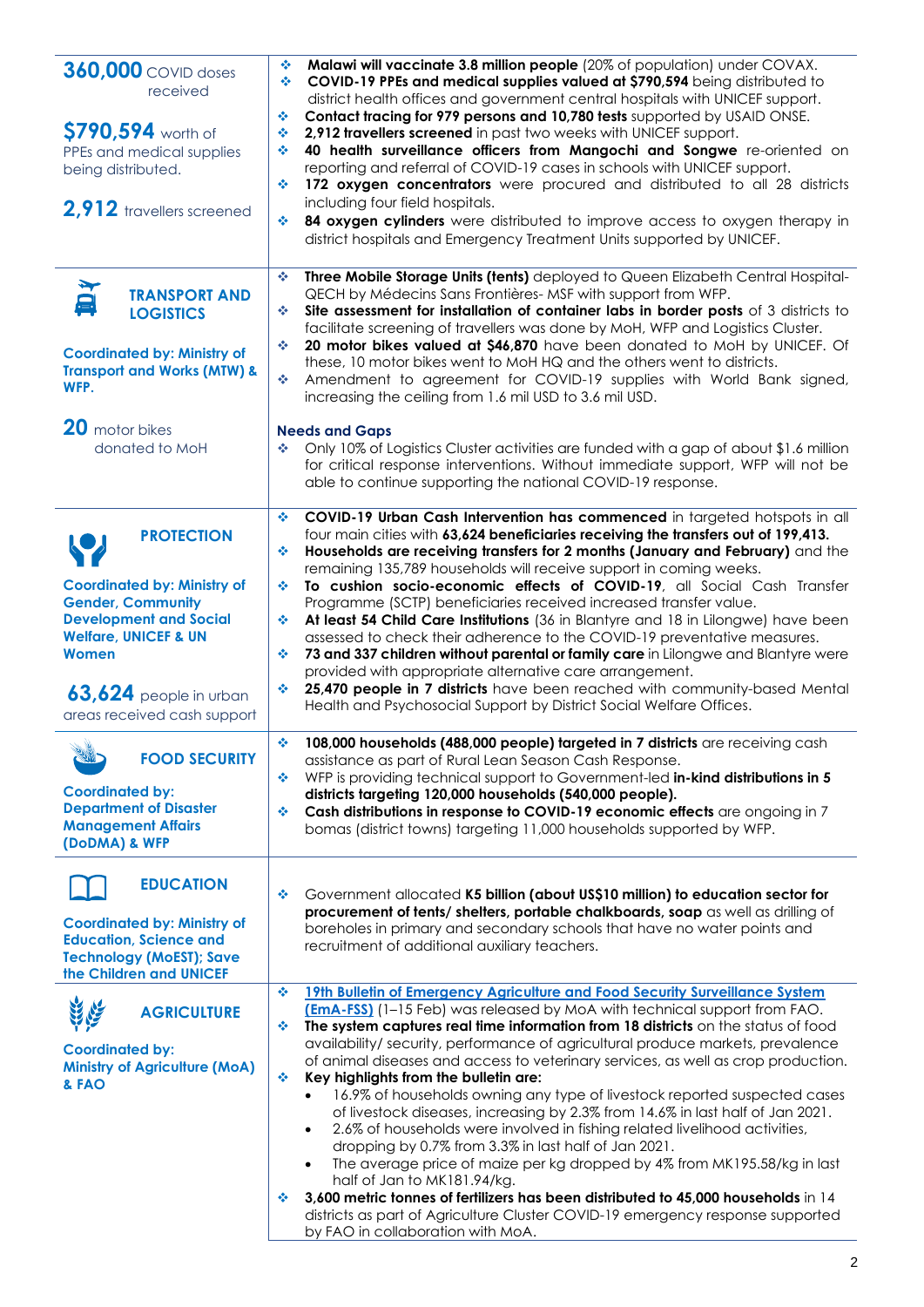**360,000** COVID doses received

**$790,594** worth of PPEs and medical supplies being distributed.

**2,912** travellers screened

- **Malawi will vaccinate 3.8 million people** (20% of population) under COVAX.
- **COVID-19 PPEs and medical supplies valued at $790,594** being distributed to district health offices and government central hospitals with UNICEF support.
- **Contact tracing for 979 persons and 10,780 tests** supported by USAID ONSE.
- **2,912 travellers screened** in past two weeks with UNICEF support.
- **40 health surveillance officers from Mangochi and Songwe** re-oriented on reporting and referral of COVID-19 cases in schools with UNICEF support.
- **172 oxygen concentrators** were procured and distributed to all 28 districts including four field hospitals.
- **84 oxygen cylinders** were distributed to improve access to oxygen therapy in district hospitals and Emergency Treatment Units supported by UNICEF.

## TRANSPORT AND LOGISTICS

**Coordinated by: Ministry of Transport and Works (MTW) & WFP.**

**20** motor bikes donated to MoH

- **Three Mobile Storage Units (tents)** deployed to Queen Elizabeth Central Hospital-QECH by Médecins Sans Frontières- MSF with support from WFP.
- **Site assessment for installation of container labs in border posts** of 3 districts to facilitate screening of travellers was done by MoH, WFP and Logistics Cluster.
- **20 motor bikes valued at $46,870** have been donated to MoH by UNICEF. Of these, 10 motor bikes went to MoH HQ and the others went to districts.
- Amendment to agreement for COVID-19 supplies with World Bank signed, increasing the ceiling from 1.6 mil USD to 3.6 mil USD.

**Needs and Gaps**

- Only 10% of Logistics Cluster activities are funded with a gap of about $1.6 million for critical response interventions. Without immediate support, WFP will not be able to continue supporting the national COVID-19 response.

## PROTECTION

**Coordinated by: Ministry of Gender, Community Development and Social Welfare, UNICEF & UN Women**

**63,624** people in urban areas received cash support

- **COVID-19 Urban Cash Intervention has commenced** in targeted hotspots in all four main cities with **63,624 beneficiaries receiving the transfers out of 199,413.**
- **Households are receiving transfers for 2 months (January and February)** and the remaining 135,789 households will receive support in coming weeks.
- **To cushion socio-economic effects of COVID-19**, all Social Cash Transfer Programme (SCTP) beneficiaries received increased transfer value.
- **At least 54 Child Care Institutions** (36 in Blantyre and 18 in Lilongwe) have been assessed to check their adherence to the COVID-19 preventative measures.
- **73 and 337 children without parental or family care** in Lilongwe and Blantyre were provided with appropriate alternative care arrangement.
- **25,470 people in 7 districts** have been reached with community-based Mental Health and Psychosocial Support by District Social Welfare Offices.

## FOOD SECURITY

**Coordinated by: Department of Disaster Management Affairs (DoDMA) & WFP**

- **108,000 households (488,000 people) targeted in 7 districts** are receiving cash assistance as part of Rural Lean Season Cash Response.
- WFP is providing technical support to Government-led **in-kind distributions in 5 districts targeting 120,000 households (540,000 people).**
- **Cash distributions in response to COVID-19 economic effects** are ongoing in 7 bomas (district towns) targeting 11,000 households supported by WFP.

## EDUCATION

**Coordinated by: Ministry of Education, Science and Technology (MoEST); Save the Children and UNICEF**

- Government allocated **K5 billion (about US$10 million) to education sector for procurement of tents/ shelters, portable chalkboards, soap** as well as drilling of boreholes in primary and secondary schools that have no water points and recruitment of additional auxiliary teachers.

## AGRICULTURE

**Coordinated by: Ministry of Agriculture (MoA) & FAO**

- **19th Bulletin of Emergency Agriculture and Food Security Surveillance System (EmA-FSS)** (1–15 Feb) was released by MoA with technical support from FAO.
- **The system captures real time information from 18 districts** on the status of food availability/ security, performance of agricultural produce markets, prevalence of animal diseases and access to veterinary services, as well as crop production.
- **Key highlights from the bulletin are:**
  - 16.9% of households owning any type of livestock reported suspected cases of livestock diseases, increasing by 2.3% from 14.6% in last half of Jan 2021.
  - 2.6% of households were involved in fishing related livelihood activities, dropping by 0.7% from 3.3% in last half of Jan 2021.
  - The average price of maize per kg dropped by 4% from MK195.58/kg in last half of Jan to MK181.94/kg.
- **3,600 metric tonnes of fertilizers has been distributed to 45,000 households** in 14 districts as part of Agriculture Cluster COVID-19 emergency response supported by FAO in collaboration with MoA.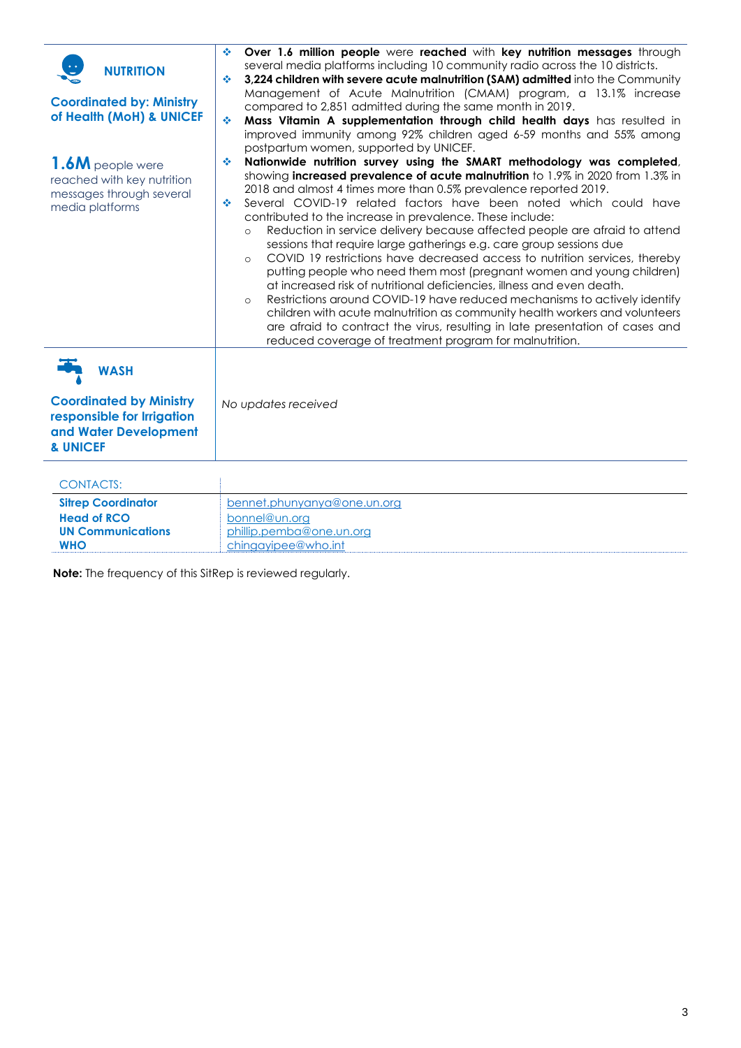| | |
|---|---|
| **NUTRITION**<br><br>**Coordinated by: Ministry of Health (MoH) & UNICEF**<br><br>**1.6M** people were reached with key nutrition messages through several media platforms | ❖ **Over 1.6 million people** were **reached** with **key nutrition messages** through several media platforms including 10 community radio across the 10 districts.<br>❖ **3,224 children with severe acute malnutrition (SAM) admitted** into the Community Management of Acute Malnutrition (CMAM) program, a 13.1% increase compared to 2,851 admitted during the same month in 2019.<br>❖ **Mass Vitamin A supplementation through child health days** has resulted in improved immunity among 92% children aged 6-59 months and 55% among postpartum women, supported by UNICEF.<br>❖ **Nationwide nutrition survey using the SMART methodology was completed**, showing **increased prevalence of acute malnutrition** to 1.9% in 2020 from 1.3% in 2018 and almost 4 times more than 0.5% prevalence reported 2019.<br>❖ Several COVID-19 related factors have been noted which could have contributed to the increase in prevalence. These include:<br>  ○ Reduction in service delivery because affected people are afraid to attend sessions that require large gatherings e.g. care group sessions due<br>  ○ COVID 19 restrictions have decreased access to nutrition services, thereby putting people who need them most (pregnant women and young children) at increased risk of nutritional deficiencies, illness and even death.<br>  ○ Restrictions around COVID-19 have reduced mechanisms to actively identify children with acute malnutrition as community health workers and volunteers are afraid to contract the virus, resulting in late presentation of cases and reduced coverage of treatment program for malnutrition. |
| **WASH**<br><br>**Coordinated by Ministry responsible for Irrigation and Water Development & UNICEF** | *No updates received* |

| CONTACTS: | |
|---|---|
| **Sitrep Coordinator** | bennet.phunyanya@one.un.org |
| **Head of RCO** | bonnel@un.org |
| **UN Communications** | phillip.pemba@one.un.org |
| **WHO** | chingayipee@who.int |

**Note:** The frequency of this SitRep is reviewed regularly.